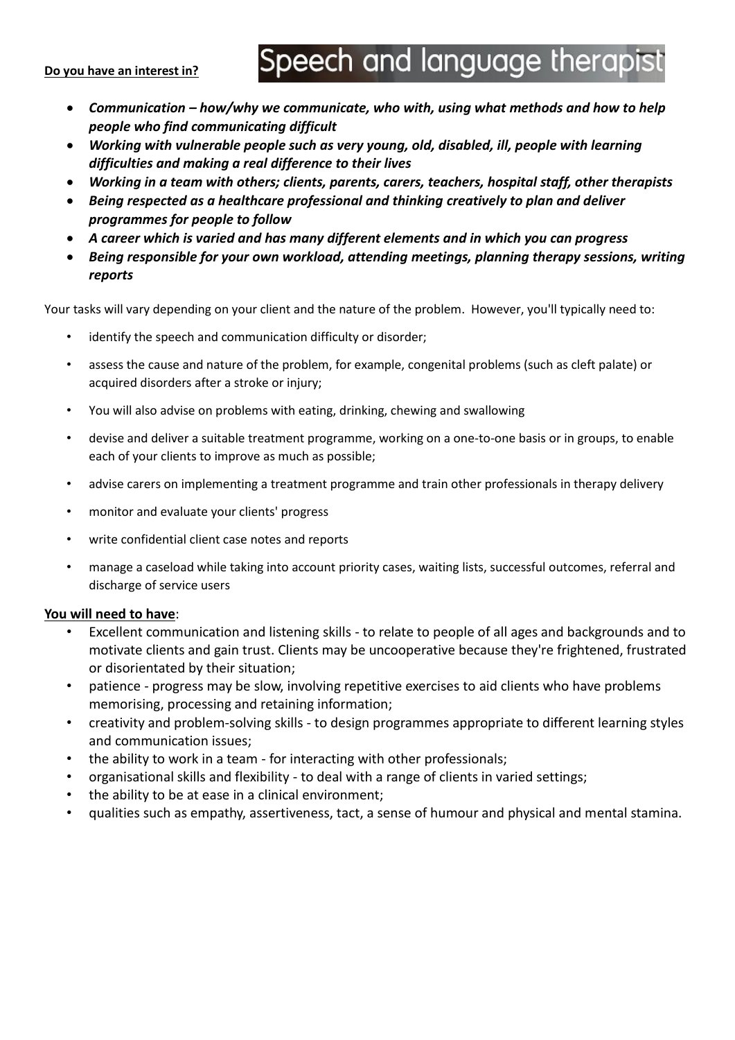# Speech and language therapist

**Do you have an interest in?**

- ***Communication – how/why we communicate, who with, using what methods and how to help people who find communicating difficult***
- ***Working with vulnerable people such as very young, old, disabled, ill, people with learning difficulties and making a real difference to their lives***
- ***Working in a team with others; clients, parents, carers, teachers, hospital staff, other therapists***
- ***Being respected as a healthcare professional and thinking creatively to plan and deliver programmes for people to follow***
- ***A career which is varied and has many different elements and in which you can progress***
- ***Being responsible for your own workload, attending meetings, planning therapy sessions, writing reports***

Your tasks will vary depending on your client and the nature of the problem. However, you'll typically need to:

- identify the speech and communication difficulty or disorder;
- assess the cause and nature of the problem, for example, congenital problems (such as cleft palate) or acquired disorders after a stroke or injury;
- You will also advise on problems with eating, drinking, chewing and swallowing
- devise and deliver a suitable treatment programme, working on a one-to-one basis or in groups, to enable each of your clients to improve as much as possible;
- advise carers on implementing a treatment programme and train other professionals in therapy delivery
- monitor and evaluate your clients' progress
- write confidential client case notes and reports
- manage a caseload while taking into account priority cases, waiting lists, successful outcomes, referral and discharge of service users

**You will need to have**:

- Excellent communication and listening skills - to relate to people of all ages and backgrounds and to motivate clients and gain trust. Clients may be uncooperative because they're frightened, frustrated or disorientated by their situation;
- patience - progress may be slow, involving repetitive exercises to aid clients who have problems memorising, processing and retaining information;
- creativity and problem-solving skills - to design programmes appropriate to different learning styles and communication issues;
- the ability to work in a team - for interacting with other professionals;
- organisational skills and flexibility - to deal with a range of clients in varied settings;
- the ability to be at ease in a clinical environment;
- qualities such as empathy, assertiveness, tact, a sense of humour and physical and mental stamina.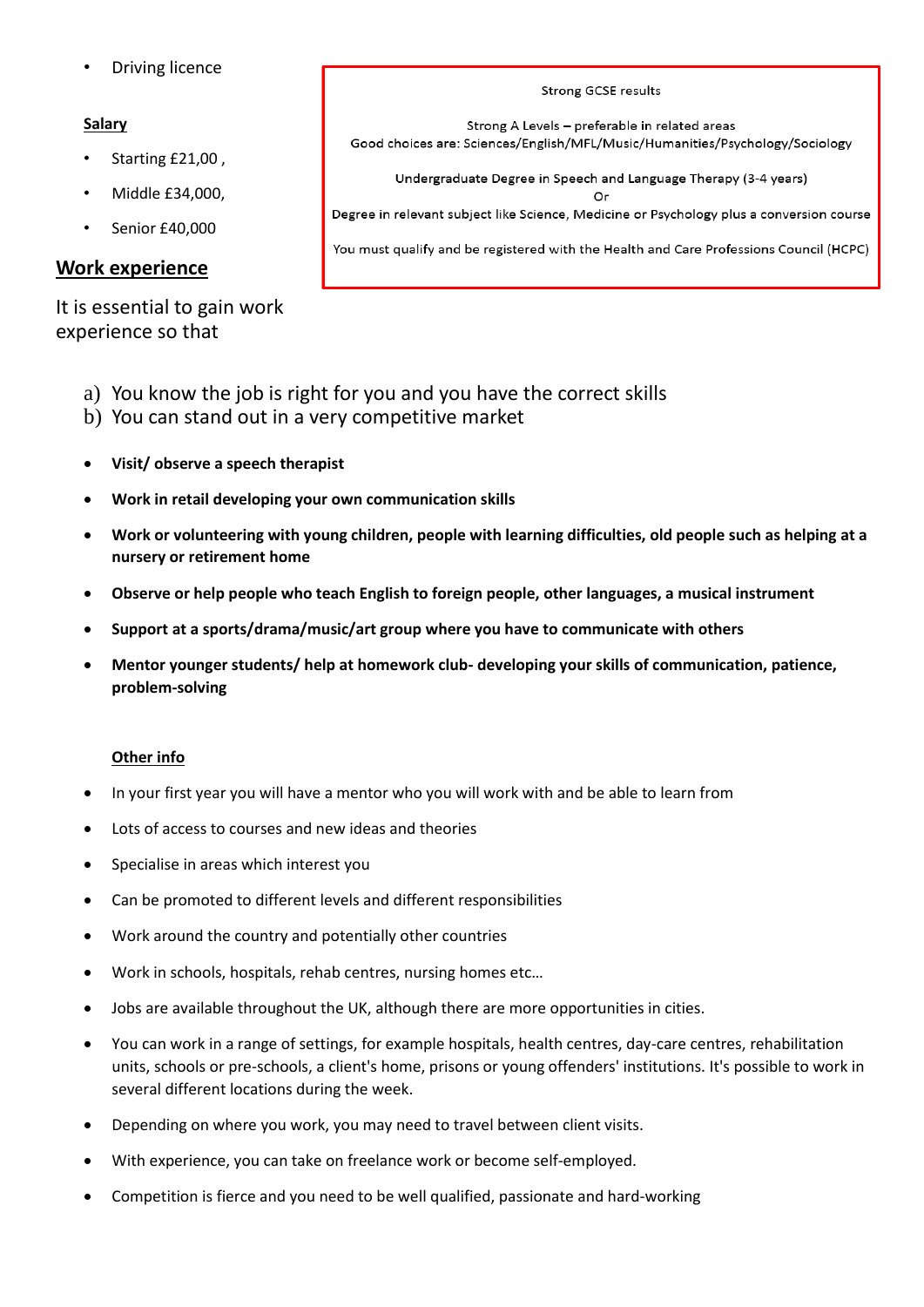- Driving licence

**Salary**

- Starting £21,00 ,
- Middle £34,000,
- Senior £40,000

Strong GCSE results

Strong A Levels – preferable in related areas
Good choices are: Sciences/English/MFL/Music/Humanities/Psychology/Sociology

Undergraduate Degree in Speech and Language Therapy (3-4 years)
Or
Degree in relevant subject like Science, Medicine or Psychology plus a conversion course

You must qualify and be registered with the Health and Care Professions Council (HCPC)

## Work experience

It is essential to gain work experience so that

a) You know the job is right for you and you have the correct skills
b) You can stand out in a very competitive market

- **Visit/ observe a speech therapist**
- **Work in retail developing your own communication skills**
- **Work or volunteering with young children, people with learning difficulties, old people such as helping at a nursery or retirement home**
- **Observe or help people who teach English to foreign people, other languages, a musical instrument**
- **Support at a sports/drama/music/art group where you have to communicate with others**
- **Mentor younger students/ help at homework club- developing your skills of communication, patience, problem-solving**

**Other info**

- In your first year you will have a mentor who you will work with and be able to learn from
- Lots of access to courses and new ideas and theories
- Specialise in areas which interest you
- Can be promoted to different levels and different responsibilities
- Work around the country and potentially other countries
- Work in schools, hospitals, rehab centres, nursing homes etc…
- Jobs are available throughout the UK, although there are more opportunities in cities.
- You can work in a range of settings, for example hospitals, health centres, day-care centres, rehabilitation units, schools or pre-schools, a client's home, prisons or young offenders' institutions. It's possible to work in several different locations during the week.
- Depending on where you work, you may need to travel between client visits.
- With experience, you can take on freelance work or become self-employed.
- Competition is fierce and you need to be well qualified, passionate and hard-working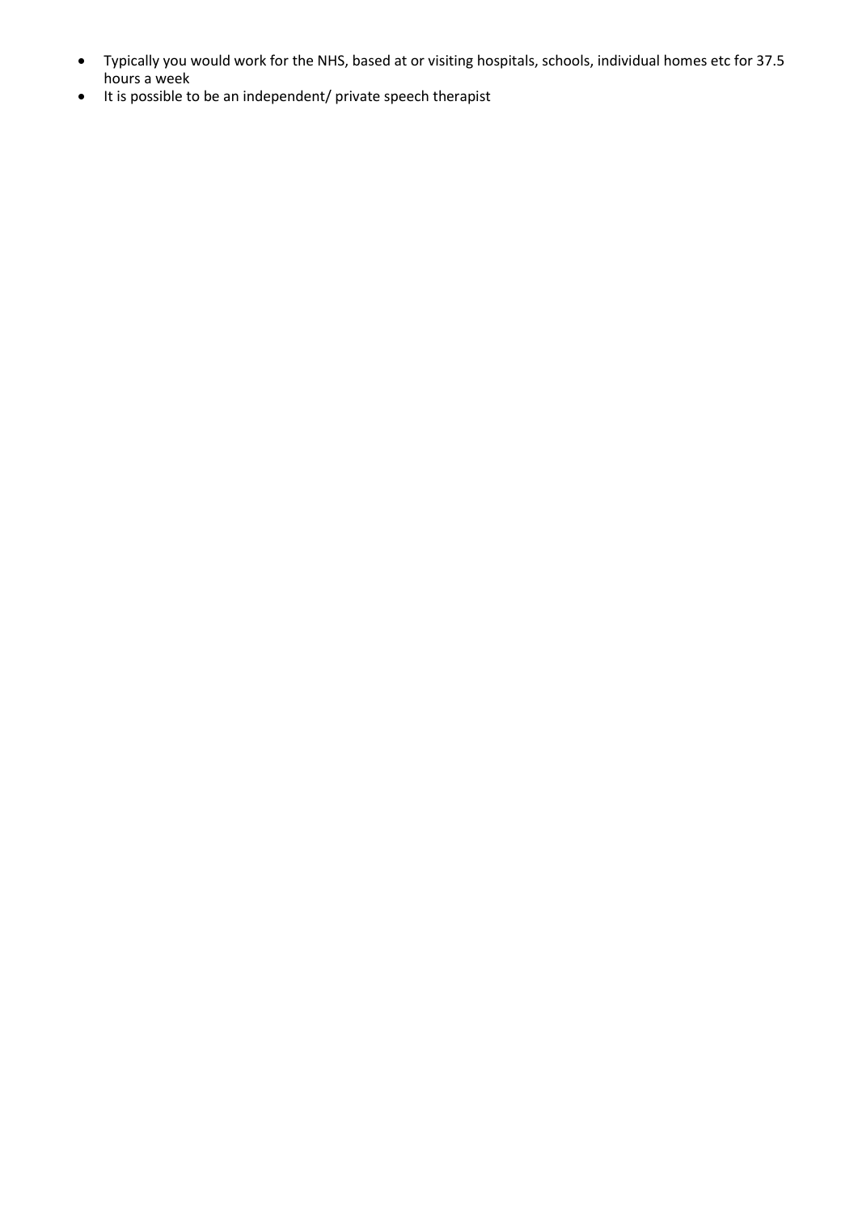- Typically you would work for the NHS, based at or visiting hospitals, schools, individual homes etc for 37.5 hours a week
- It is possible to be an independent/ private speech therapist